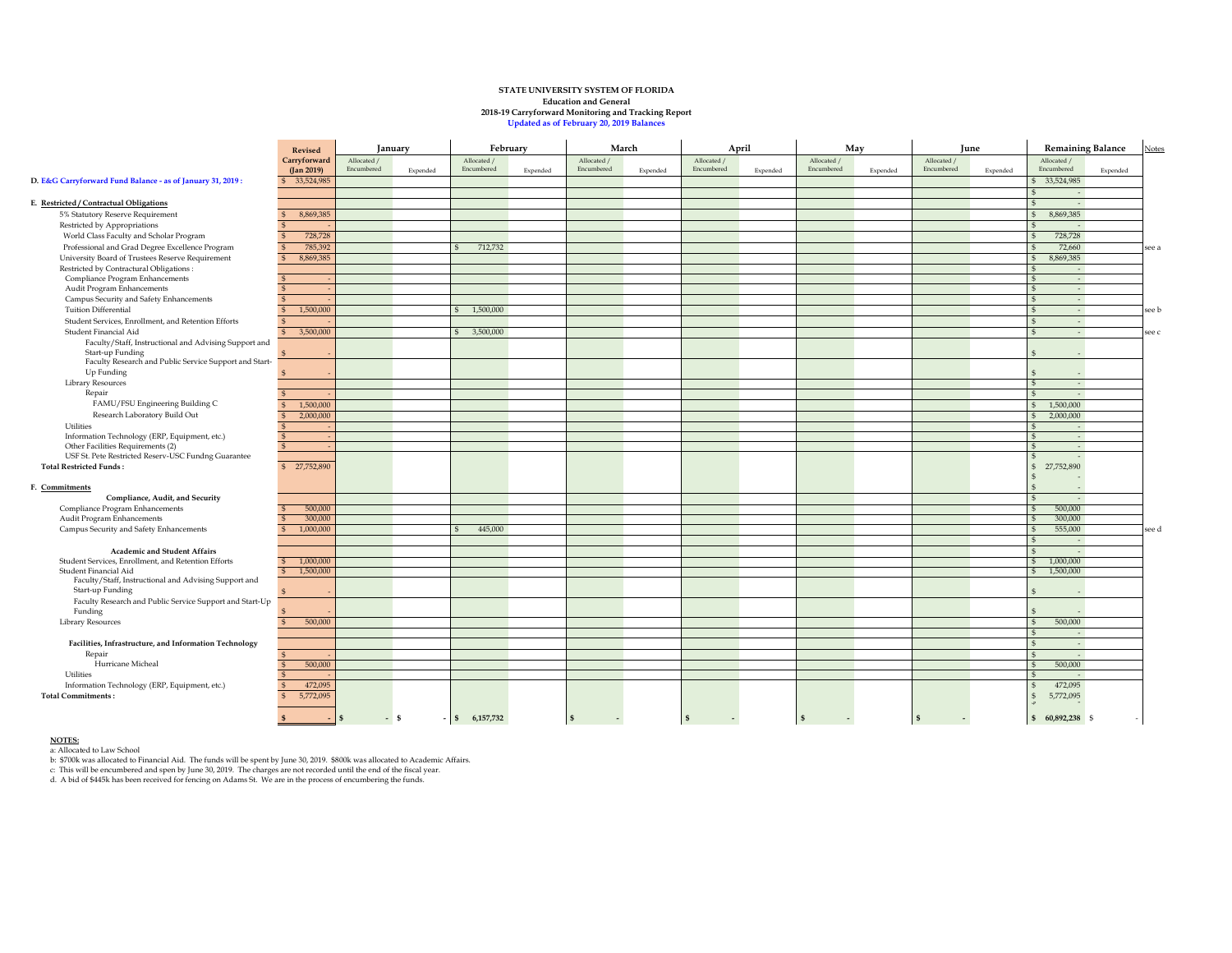**STATE UNIVERSITY SYSTEM OF FLORIDA**
**Education and General**
**2018-19 Carryforward Monitoring and Tracking Report**
**Updated as of February 20, 2019 Balances**

| | Revised Carryforward (Jan 2019) | January | | February | | March | | April | | May | | June | | Remaining Balance | | Notes |
|---|---|---|---|---|---|---|---|---|---|---|---|---|---|---|---|---|
| | | Allocated / Encumbered | Expended | Allocated / Encumbered | Expended | Allocated / Encumbered | Expended | Allocated / Encumbered | Expended | Allocated / Encumbered | Expended | Allocated / Encumbered | Expended | Allocated / Encumbered | Expended | |
| **D. E&G Carryforward Fund Balance - as of January 31, 2019 :** | $ 33,524,985 | | | | | | | | | | | | | $ 33,524,985 | | |
| | | | | | | | | | | | | | | $ - | | |
| **E. Restricted / Contractual Obligations** | | | | | | | | | | | | | | $ - | | |
| 5% Statutory Reserve Requirement | $ 8,869,385 | | | | | | | | | | | | | $ 8,869,385 | | |
| Restricted by Appropriations | $ - | | | | | | | | | | | | | $ - | | |
| World Class Faculty and Scholar Program | $ 728,728 | | | | | | | | | | | | | $ 728,728 | | |
| Professional and Grad Degree Excellence Program | $ 785,392 | | | $ 712,732 | | | | | | | | | | $ 72,660 | | see a |
| University Board of Trustees Reserve Requirement | $ 8,869,385 | | | | | | | | | | | | | $ 8,869,385 | | |
| Restricted by Contractual Obligations : | | | | | | | | | | | | | | $ - | | |
| Compliance Program Enhancements | $ - | | | | | | | | | | | | | $ - | | |
| Audit Program Enhancements | $ - | | | | | | | | | | | | | $ - | | |
| Campus Security and Safety Enhancements | $ - | | | | | | | | | | | | | $ - | | |
| Tuition Differential | $ 1,500,000 | | | $ 1,500,000 | | | | | | | | | | $ - | | see b |
| Student Services, Enrollment, and Retention Efforts | $ - | | | | | | | | | | | | | $ - | | |
| Student Financial Aid | $ 3,500,000 | | | $ 3,500,000 | | | | | | | | | | $ - | | see c |
| Faculty/Staff, Instructional and Advising Support and Start-up Funding | $ - | | | | | | | | | | | | | $ - | | |
| Faculty Research and Public Service Support and Start-Up Funding | $ - | | | | | | | | | | | | | $ - | | |
| Library Resources | | | | | | | | | | | | | | $ - | | |
| Repair | $ - | | | | | | | | | | | | | $ - | | |
| FAMU/FSU Engineering Building C | $ 1,500,000 | | | | | | | | | | | | | $ 1,500,000 | | |
| Research Laboratory Build Out | $ 2,000,000 | | | | | | | | | | | | | $ 2,000,000 | | |
| Utilities | $ - | | | | | | | | | | | | | $ - | | |
| Information Technology (ERP, Equipment, etc.) | $ - | | | | | | | | | | | | | $ - | | |
| Other Facilities Requirements (2) | $ - | | | | | | | | | | | | | $ - | | |
| USF St. Pete Restricted Reserv-USC Fundng Guarantee | | | | | | | | | | | | | | $ - | | |
| **Total Restricted Funds :** | $ 27,752,890 | | | | | | | | | | | | | $ 27,752,890 | | |
| | | | | | | | | | | | | | | $ - | | |
| **F. Commitments** | | | | | | | | | | | | | | $ - | | |
| **Compliance, Audit, and Security** | | | | | | | | | | | | | | $ - | | |
| Compliance Program Enhancements | $ 500,000 | | | | | | | | | | | | | $ 500,000 | | |
| Audit Program Enhancements | $ 300,000 | | | | | | | | | | | | | $ 300,000 | | |
| Campus Security and Safety Enhancements | $ 1,000,000 | | | $ 445,000 | | | | | | | | | | $ 555,000 | | see d |
| | | | | | | | | | | | | | | $ - | | |
| **Academic and Student Affairs** | | | | | | | | | | | | | | $ - | | |
| Student Services, Enrollment, and Retention Efforts | $ 1,000,000 | | | | | | | | | | | | | $ 1,000,000 | | |
| Student Financial Aid | $ 1,500,000 | | | | | | | | | | | | | $ 1,500,000 | | |
| Faculty/Staff, Instructional and Advising Support and Start-up Funding | $ - | | | | | | | | | | | | | $ - | | |
| Faculty Research and Public Service Support and Start-Up Funding | $ - | | | | | | | | | | | | | $ - | | |
| Library Resources | $ 500,000 | | | | | | | | | | | | | $ 500,000 | | |
| | | | | | | | | | | | | | | $ - | | |
| **Facilities, Infrastructure, and Information Technology** | | | | | | | | | | | | | | $ - | | |
| Repair | $ - | | | | | | | | | | | | | $ - | | |
| Hurricane Micheal | $ 500,000 | | | | | | | | | | | | | $ 500,000 | | |
| Utilities | $ - | | | | | | | | | | | | | $ - | | |
| Information Technology (ERP, Equipment, etc.) | $ 472,095 | | | | | | | | | | | | | $ 472,095 | | |
| **Total Commitments :** | $ 5,772,095 | | | | | | | | | | | | | $ 5,772,095 | | |
| | | | | | | | | | | | | | | $ - | | |
| | **$ -** | $ - | $ - | **$ 6,157,732** | | **$ -** | | **$ -** | | **$ -** | | **$ -** | | **$ 60,892,238** | $ - | |

**NOTES:**

a: Allocated to Law School

b: $700k was allocated to Financial Aid. The funds will be spent by June 30, 2019. $800k was allocated to Academic Affairs.

c: This will be encumbered and spen by June 30, 2019. The charges are not recorded until the end of the fiscal year.

d. A bid of $445k has been received for fencing on Adams St. We are in the process of encumbering the funds.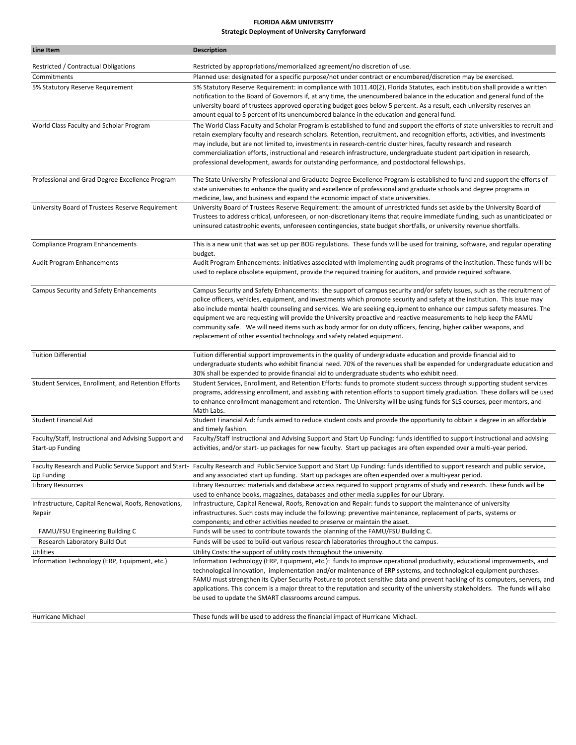**FLORIDA A&M UNIVERSITY**
**Strategic Deployment of University Carryforward**

| Line Item | Description |
|---|---|
| Restricted / Contractual Obligations | Restricted by appropriations/memorialized agreement/no discretion of use. |
| Commitments | Planned use: designated for a specific purpose/not under contract or encumbered/discretion may be exercised. |
| 5% Statutory Reserve Requirement | 5% Statutory Reserve Requirement: in compliance with 1011.40(2), Florida Statutes, each institution shall provide a written notification to the Board of Governors if, at any time, the unencumbered balance in the education and general fund of the university board of trustees approved operating budget goes below 5 percent. As a result, each university reserves an amount equal to 5 percent of its unencumbered balance in the education and general fund. |
| World Class Faculty and Scholar Program | The World Class Faculty and Scholar Program is established to fund and support the efforts of state universities to recruit and retain exemplary faculty and research scholars. Retention, recruitment, and recognition efforts, activities, and investments may include, but are not limited to, investments in research-centric cluster hires, faculty research and research commercialization efforts, instructional and research infrastructure, undergraduate student participation in research, professional development, awards for outstanding performance, and postdoctoral fellowships. |
| Professional and Grad Degree Excellence Program | The State University Professional and Graduate Degree Excellence Program is established to fund and support the efforts of state universities to enhance the quality and excellence of professional and graduate schools and degree programs in medicine, law, and business and expand the economic impact of state universities. |
| University Board of Trustees Reserve Requirement | University Board of Trustees Reserve Requirement: the amount of unrestricted funds set aside by the University Board of Trustees to address critical, unforeseen, or non-discretionary items that require immediate funding, such as unanticipated or uninsured catastrophic events, unforeseen contingencies, state budget shortfalls, or university revenue shortfalls. |
| Compliance Program Enhancements | This is a new unit that was set up per BOG regulations. These funds will be used for training, software, and regular operating budget. |
| Audit Program Enhancements | Audit Program Enhancements: initiatives associated with implementing audit programs of the institution. These funds will be used to replace obsolete equipment, provide the required training for auditors, and provide required software. |
| Campus Security and Safety Enhancements | Campus Security and Safety Enhancements: the support of campus security and/or safety issues, such as the recruitment of police officers, vehicles, equipment, and investments which promote security and safety at the institution. This issue may also include mental health counseling and services. We are seeking equipment to enhance our campus safety measures. The equipment we are requesting will provide the University proactive and reactive measurements to help keep the FAMU community safe. We will need items such as body armor for on duty officers, fencing, higher caliber weapons, and replacement of other essential technology and safety related equipment. |
| Tuition Differential | Tuition differential support improvements in the quality of undergraduate education and provide financial aid to undergraduate students who exhibit financial need. 70% of the revenues shall be expended for undergraduate education and 30% shall be expended to provide financial aid to undergraduate students who exhibit need. |
| Student Services, Enrollment, and Retention Efforts | Student Services, Enrollment, and Retention Efforts: funds to promote student success through supporting student services programs, addressing enrollment, and assisting with retention efforts to support timely graduation. These dollars will be used to enhance enrollment management and retention. The University will be using funds for SLS courses, peer mentors, and Math Labs. |
| Student Financial Aid | Student Financial Aid: funds aimed to reduce student costs and provide the opportunity to obtain a degree in an affordable and timely fashion. |
| Faculty/Staff, Instructional and Advising Support and Start-up Funding | Faculty/Staff Instructional and Advising Support and Start Up Funding: funds identified to support instructional and advising activities, and/or start- up packages for new faculty. Start up packages are often expended over a multi-year period. |
| Faculty Research and Public Service Support and Start-Up Funding | Faculty Research and Public Service Support and Start Up Funding: funds identified to support research and public service, and any associated start up funding. Start up packages are often expended over a multi-year period. |
| Library Resources | Library Resources: materials and database access required to support programs of study and research. These funds will be used to enhance books, magazines, databases and other media supplies for our Library. |
| Infrastructure, Capital Renewal, Roofs, Renovations, Repair | Infrastructure, Capital Renewal, Roofs, Renovation and Repair: funds to support the maintenance of university infrastructures. Such costs may include the following: preventive maintenance, replacement of parts, systems or components; and other activities needed to preserve or maintain the asset. |
| FAMU/FSU Engineering Building C | Funds will be used to contribute towards the planning of the FAMU/FSU Building C. |
| Research Laboratory Build Out | Funds will be used to build-out various research laboratories throughout the campus. |
| Utilities | Utility Costs: the support of utility costs throughout the university. |
| Information Technology (ERP, Equipment, etc.) | Information Technology (ERP, Equipment, etc.): funds to improve operational productivity, educational improvements, and technological innovation, implementation and/or maintenance of ERP systems, and technological equipment purchases. FAMU must strengthen its Cyber Security Posture to protect sensitive data and prevent hacking of its computers, servers, and applications. This concern is a major threat to the reputation and security of the university stakeholders. The funds will also be used to update the SMART classrooms around campus. |
| Hurricane Michael | These funds will be used to address the financial impact of Hurricane Michael. |